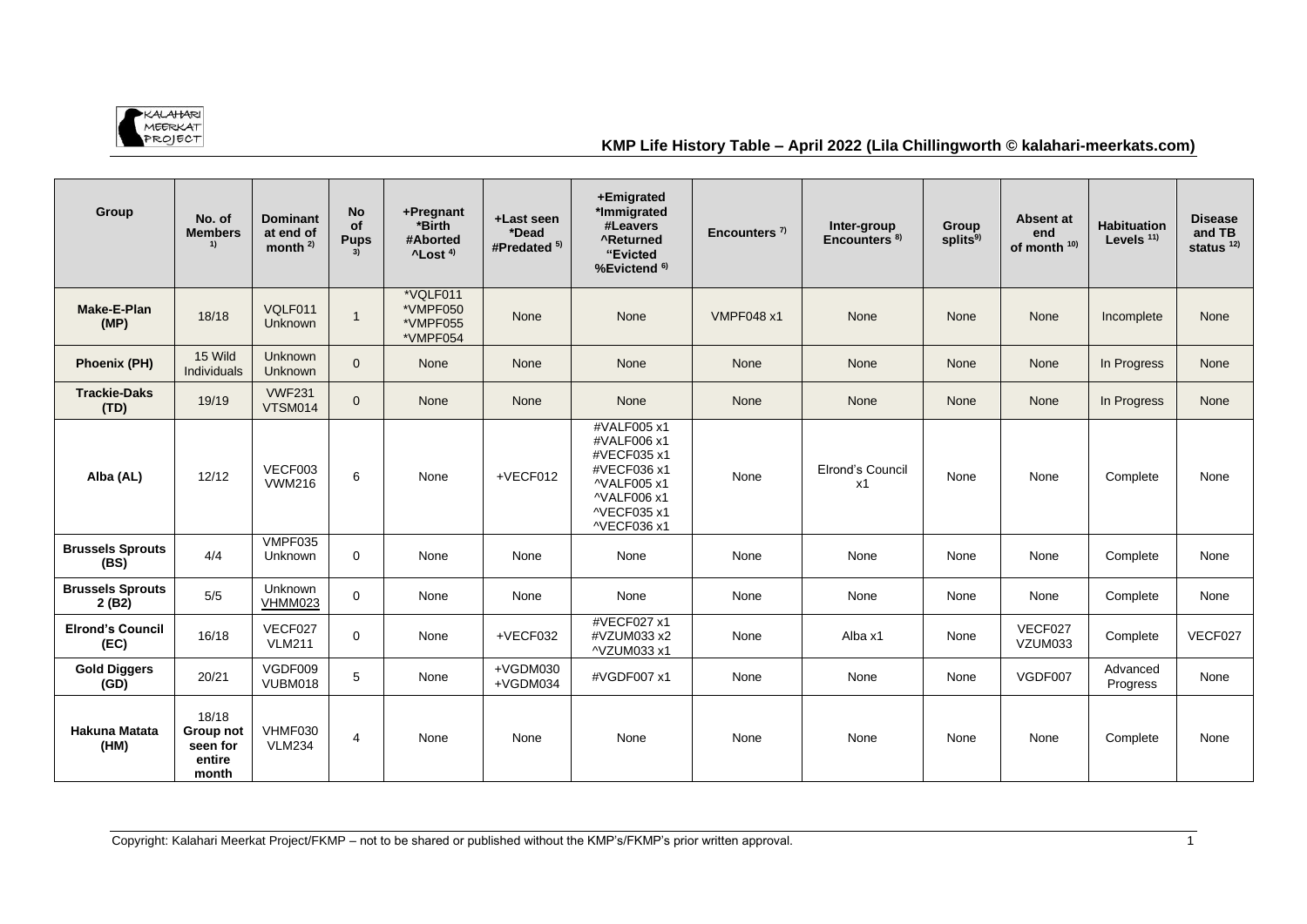## KMP Life History Table – April 2022 (Lila Chillingworth © kalahari-meerkats.com)

| Group | No. of Members 1) | Dominant at end of month 2) | No of Pups 3) | +Pregnant *Birth #Aborted ^Lost 4) | +Last seen *Dead #Predated 5) | +Emigrated *Immigrated #Leavers ^Returned "Evicted %Evictend 6) | Encounters 7) | Inter-group Encounters 8) | Group splits9) | Absent at end of month 10) | Habituation Levels 11) | Disease and TB status 12) |
|---|---|---|---|---|---|---|---|---|---|---|---|---|
| **Make-E-Plan (MP)** | 18/18 | VQLF011 Unknown | 1 | *VQLF011 *VMPF050 *VMPF055 *VMPF054 | None | None | VMPF048 x1 | None | None | None | Incomplete | None |
| **Phoenix (PH)** | 15 Wild Individuals | Unknown Unknown | 0 | None | None | None | None | None | None | None | In Progress | None |
| **Trackie-Daks (TD)** | 19/19 | VWF231 VTSM014 | 0 | None | None | None | None | None | None | None | In Progress | None |
| **Alba (AL)** | 12/12 | VECF003 VWM216 | 6 | None | +VECF012 | #VALF005 x1 #VALF006 x1 #VECF035 x1 #VECF036 x1 ^VALF005 x1 ^VALF006 x1 ^VECF035 x1 ^VECF036 x1 | None | Elrond's Council x1 | None | None | Complete | None |
| **Brussels Sprouts (BS)** | 4/4 | VMPF035 Unknown | 0 | None | None | None | None | None | None | None | Complete | None |
| **Brussels Sprouts 2 (B2)** | 5/5 | Unknown VHMM023 | 0 | None | None | None | None | None | None | None | Complete | None |
| **Elrond's Council (EC)** | 16/18 | VECF027 VLM211 | 0 | None | +VECF032 | #VECF027 x1 #VZUM033 x2 ^VZUM033 x1 | None | Alba x1 | None | VECF027 VZUM033 | Complete | VECF027 |
| **Gold Diggers (GD)** | 20/21 | VGDF009 VUBM018 | 5 | None | +VGDM030 +VGDM034 | #VGDF007 x1 | None | None | None | VGDF007 | Advanced Progress | None |
| **Hakuna Matata (HM)** | 18/18 **Group not seen for entire month** | VHMF030 VLM234 | 4 | None | None | None | None | None | None | None | Complete | None |

Copyright: Kalahari Meerkat Project/FKMP – not to be shared or published without the KMP's/FKMP's prior written approval.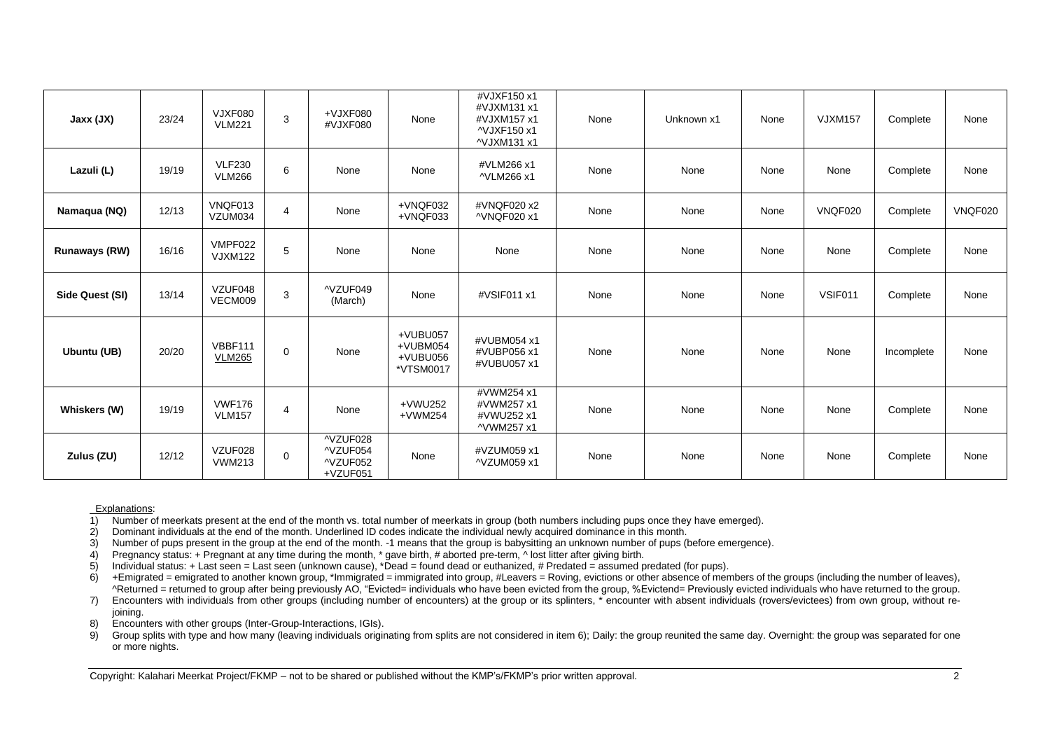| Jaxx (JX) | 23/24 | VJXF080 VLM221 | 3 | +VJXF080 #VJXF080 | None | #VJXF150 x1 #VJXM131 x1 #VJXM157 x1 ^VJXF150 x1 ^VJXM131 x1 | None | Unknown x1 | None | VJXM157 | Complete | None |
|---|---|---|---|---|---|---|---|---|---|---|---|---|
| **Lazuli (L)** | 19/19 | VLF230 VLM266 | 6 | None | None | #VLM266 x1 ^VLM266 x1 | None | None | None | None | Complete | None |
| **Namaqua (NQ)** | 12/13 | VNQF013 VZUM034 | 4 | None | +VNQF032 +VNQF033 | #VNQF020 x2 ^VNQF020 x1 | None | None | None | VNQF020 | Complete | VNQF020 |
| **Runaways (RW)** | 16/16 | VMPF022 VJXM122 | 5 | None | None | None | None | None | None | None | Complete | None |
| **Side Quest (SI)** | 13/14 | VZUF048 VECM009 | 3 | ^VZUF049 (March) | None | #VSIF011 x1 | None | None | None | VSIF011 | Complete | None |
| **Ubuntu (UB)** | 20/20 | VBBF111 <u>VLM265</u> | 0 | None | +VUBU057 +VUBM054 +VUBU056 *VTSM0017 | #VUBM054 x1 #VUBP056 x1 #VUBU057 x1 | None | None | None | None | Incomplete | None |
| **Whiskers (W)** | 19/19 | VWF176 VLM157 | 4 | None | +VWU252 +VWM254 | #VWM254 x1 #VWM257 x1 #VWU252 x1 ^VWM257 x1 | None | None | None | None | Complete | None |
| **Zulus (ZU)** | 12/12 | VZUF028 VWM213 | 0 | ^VZUF028 ^VZUF054 ^VZUF052 +VZUF051 | None | #VZUM059 x1 ^VZUM059 x1 | None | None | None | None | Complete | None |

Explanations:

1) Number of meerkats present at the end of the month vs. total number of meerkats in group (both numbers including pups once they have emerged).
2) Dominant individuals at the end of the month. Underlined ID codes indicate the individual newly acquired dominance in this month.
3) Number of pups present in the group at the end of the month. -1 means that the group is babysitting an unknown number of pups (before emergence).
4) Pregnancy status: + Pregnant at any time during the month, * gave birth, # aborted pre-term, ^ lost litter after giving birth.
5) Individual status: + Last seen = Last seen (unknown cause), *Dead = found dead or euthanized, # Predated = assumed predated (for pups).
6) +Emigrated = emigrated to another known group, *Immigrated = immigrated into group, #Leavers = Roving, evictions or other absence of members of the groups (including the number of leaves), ^Returned = returned to group after being previously AO, "Evicted= individuals who have been evicted from the group, %Evictend= Previously evicted individuals who have returned to the group.
7) Encounters with individuals from other groups (including number of encounters) at the group or its splinters, * encounter with absent individuals (rovers/evictees) from own group, without re-joining.
8) Encounters with other groups (Inter-Group-Interactions, IGIs).
9) Group splits with type and how many (leaving individuals originating from splits are not considered in item 6); Daily: the group reunited the same day. Overnight: the group was separated for one or more nights.

Copyright: Kalahari Meerkat Project/FKMP – not to be shared or published without the KMP's/FKMP's prior written approval.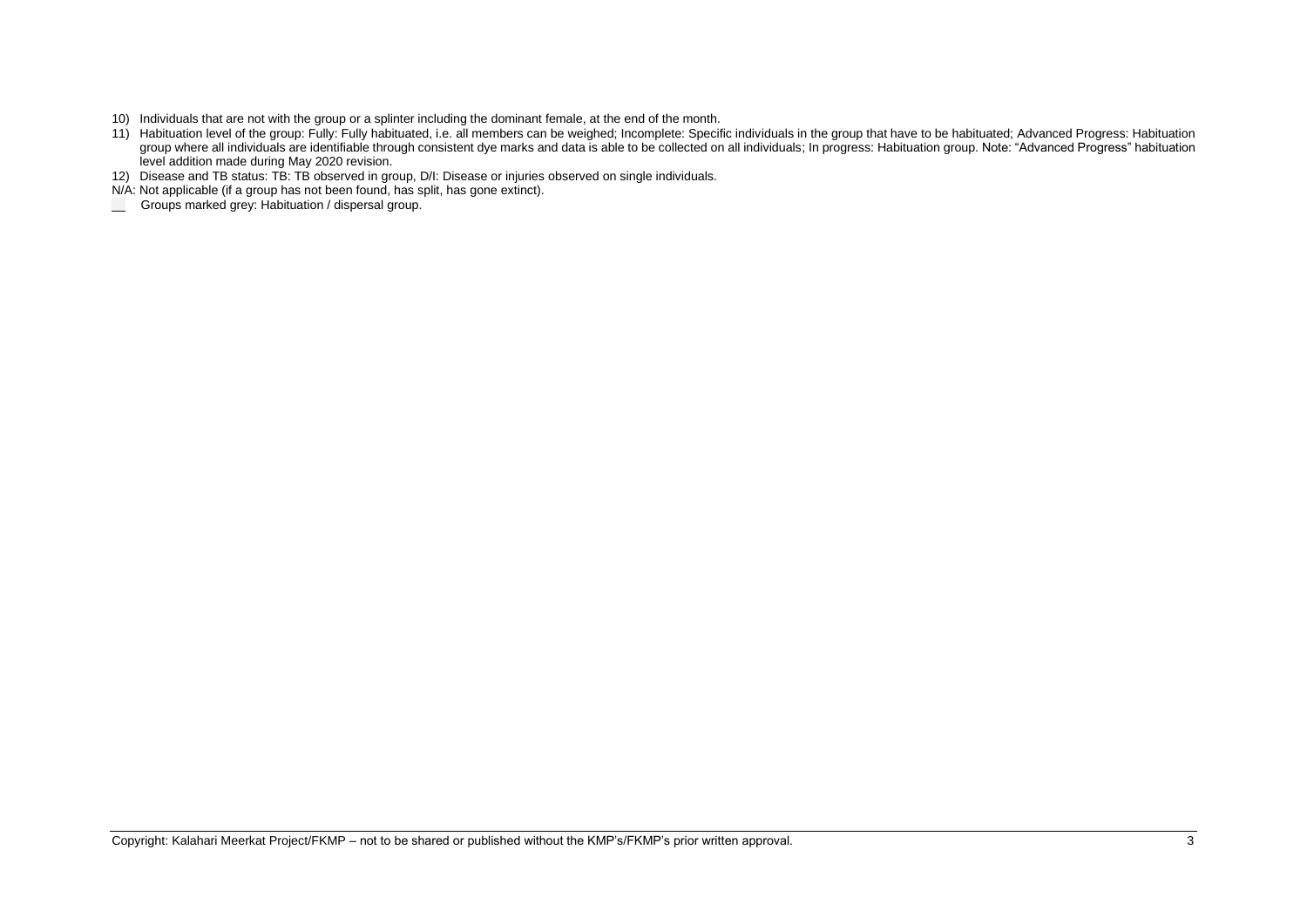10) Individuals that are not with the group or a splinter including the dominant female, at the end of the month.

11) Habituation level of the group: Fully: Fully habituated, i.e. all members can be weighed; Incomplete: Specific individuals in the group that have to be habituated; Advanced Progress: Habituation group where all individuals are identifiable through consistent dye marks and data is able to be collected on all individuals; In progress: Habituation group. Note: "Advanced Progress" habituation level addition made during May 2020 revision.

12) Disease and TB status: TB: TB observed in group, D/I: Disease or injuries observed on single individuals.

N/A: Not applicable (if a group has not been found, has split, has gone extinct).

Groups marked grey: Habituation / dispersal group.

Copyright: Kalahari Meerkat Project/FKMP – not to be shared or published without the KMP's/FKMP's prior written approval.